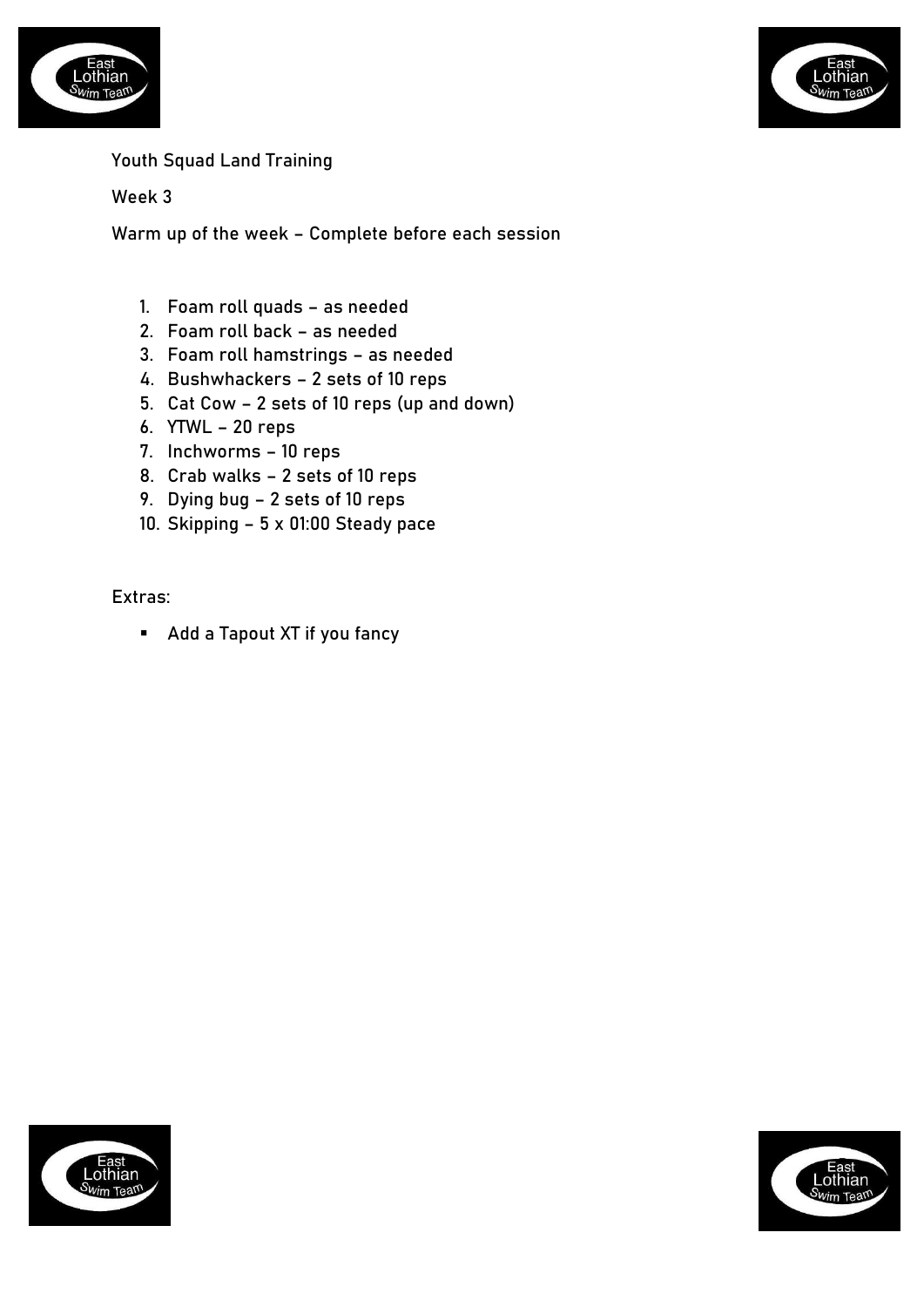Youth Squad Land Training

Week 3

Warm up of the week – Complete before each session

1. Foam roll quads – as needed
2. Foam roll back – as needed
3. Foam roll hamstrings – as needed
4. Bushwhackers – 2 sets of 10 reps
5. Cat Cow – 2 sets of 10 reps (up and down)
6. YTWL – 20 reps
7. Inchworms – 10 reps
8. Crab walks – 2 sets of 10 reps
9. Dying bug – 2 sets of 10 reps
10. Skipping – 5 x 01:00 Steady pace

Extras:

- Add a Tapout XT if you fancy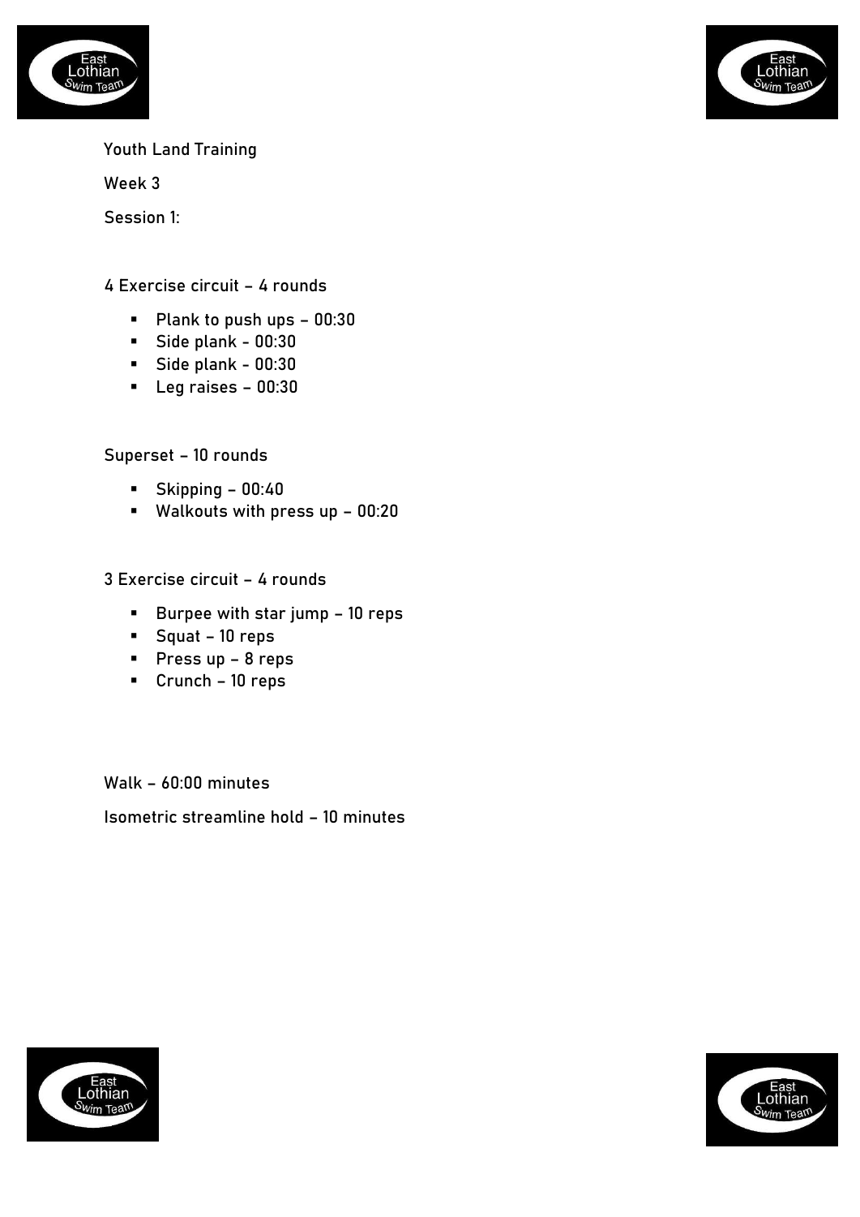Youth Land Training

Week 3

Session 1:

4 Exercise circuit – 4 rounds

- Plank to push ups – 00:30
- Side plank - 00:30
- Side plank - 00:30
- Leg raises – 00:30

Superset – 10 rounds

- Skipping – 00:40
- Walkouts with press up – 00:20

3 Exercise circuit – 4 rounds

- Burpee with star jump – 10 reps
- Squat – 10 reps
- Press up – 8 reps
- Crunch – 10 reps

Walk – 60:00 minutes

Isometric streamline hold – 10 minutes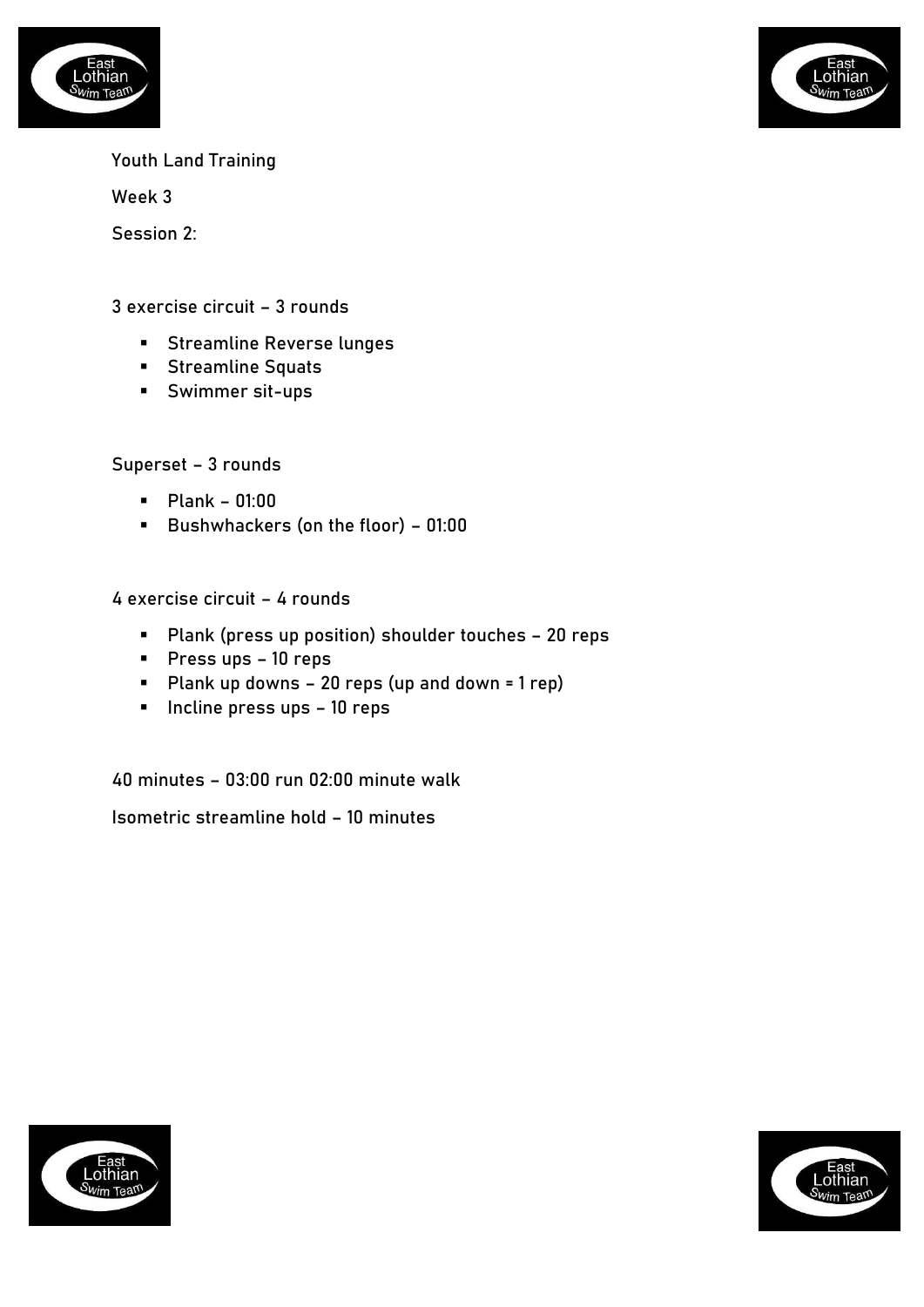Youth Land Training

Week 3

Session 2:

3 exercise circuit – 3 rounds

- Streamline Reverse lunges
- Streamline Squats
- Swimmer sit-ups

Superset – 3 rounds

- Plank – 01:00
- Bushwhackers (on the floor) – 01:00

4 exercise circuit – 4 rounds

- Plank (press up position) shoulder touches – 20 reps
- Press ups – 10 reps
- Plank up downs – 20 reps (up and down = 1 rep)
- Incline press ups – 10 reps

40 minutes – 03:00 run 02:00 minute walk

Isometric streamline hold – 10 minutes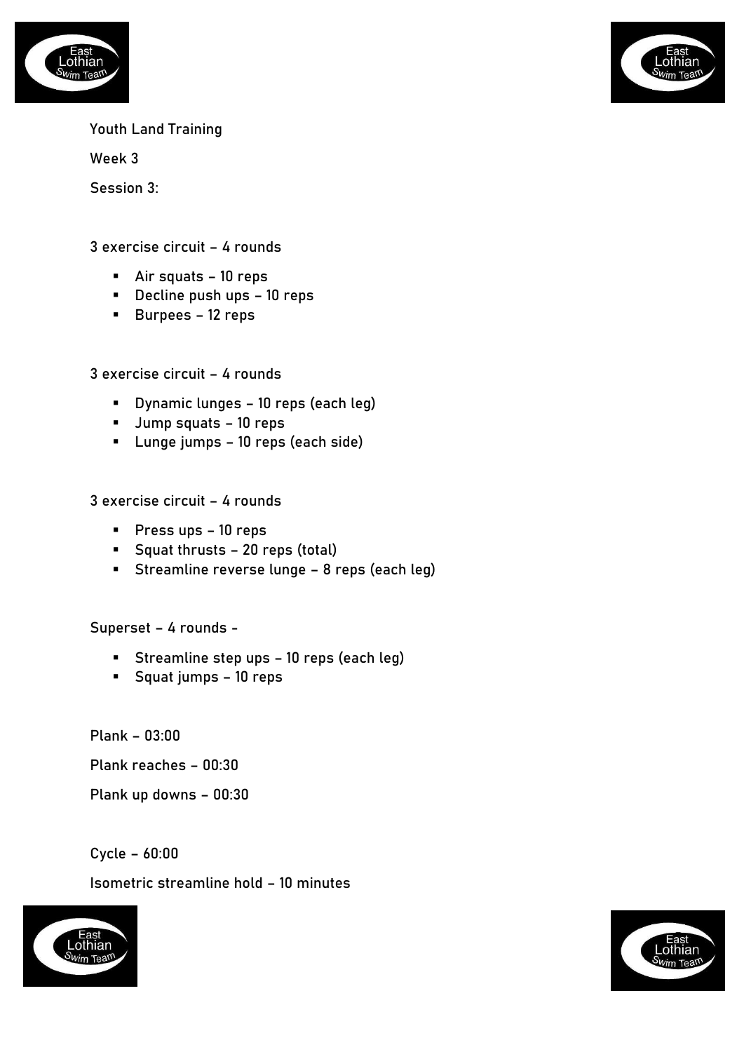Youth Land Training

Week 3

Session 3:

3 exercise circuit – 4 rounds

- Air squats – 10 reps
- Decline push ups – 10 reps
- Burpees – 12 reps

3 exercise circuit – 4 rounds

- Dynamic lunges – 10 reps (each leg)
- Jump squats – 10 reps
- Lunge jumps – 10 reps (each side)

3 exercise circuit – 4 rounds

- Press ups – 10 reps
- Squat thrusts – 20 reps (total)
- Streamline reverse lunge – 8 reps (each leg)

Superset – 4 rounds -

- Streamline step ups – 10 reps (each leg)
- Squat jumps – 10 reps

Plank – 03:00

Plank reaches – 00:30

Plank up downs – 00:30

Cycle – 60:00

Isometric streamline hold – 10 minutes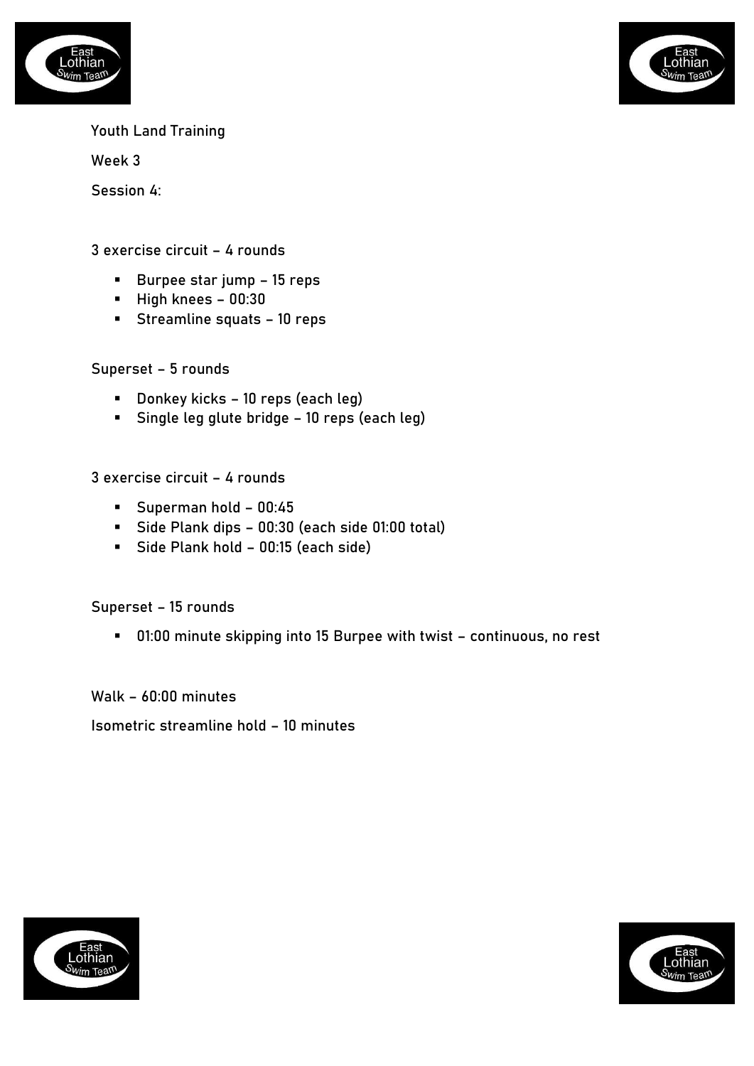Youth Land Training

Week 3

Session 4:

3 exercise circuit – 4 rounds

- Burpee star jump – 15 reps
- High knees – 00:30
- Streamline squats – 10 reps

Superset – 5 rounds

- Donkey kicks – 10 reps (each leg)
- Single leg glute bridge – 10 reps (each leg)

3 exercise circuit – 4 rounds

- Superman hold – 00:45
- Side Plank dips – 00:30 (each side 01:00 total)
- Side Plank hold – 00:15 (each side)

Superset – 15 rounds

- 01:00 minute skipping into 15 Burpee with twist – continuous, no rest

Walk – 60:00 minutes

Isometric streamline hold – 10 minutes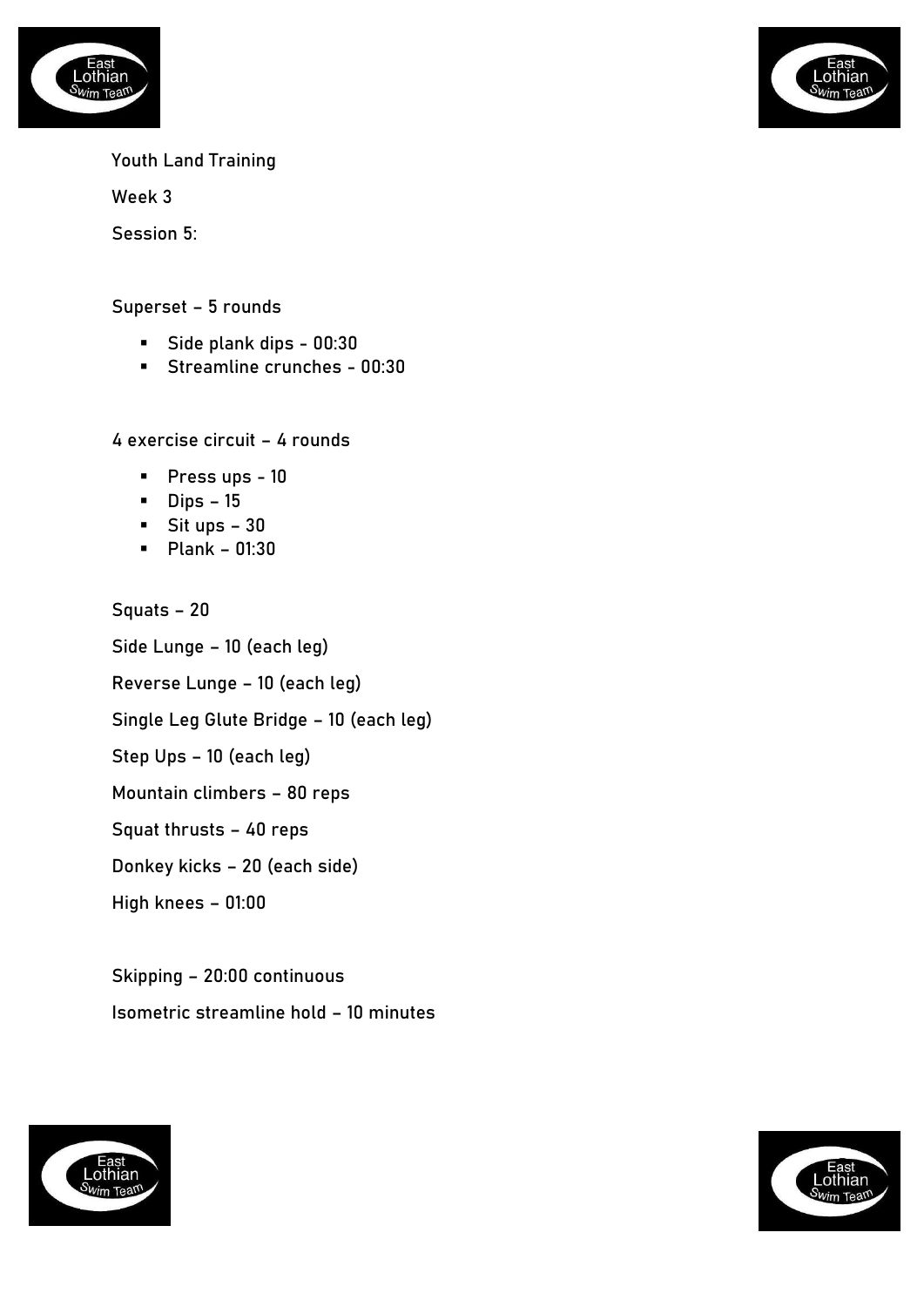Youth Land Training

Week 3

Session 5:

Superset – 5 rounds

- Side plank dips - 00:30
- Streamline crunches - 00:30

4 exercise circuit – 4 rounds

- Press ups - 10
- Dips – 15
- Sit ups – 30
- Plank – 01:30

Squats – 20

Side Lunge – 10 (each leg)

Reverse Lunge – 10 (each leg)

Single Leg Glute Bridge – 10 (each leg)

Step Ups – 10 (each leg)

Mountain climbers – 80 reps

Squat thrusts – 40 reps

Donkey kicks – 20 (each side)

High knees – 01:00

Skipping – 20:00 continuous

Isometric streamline hold – 10 minutes